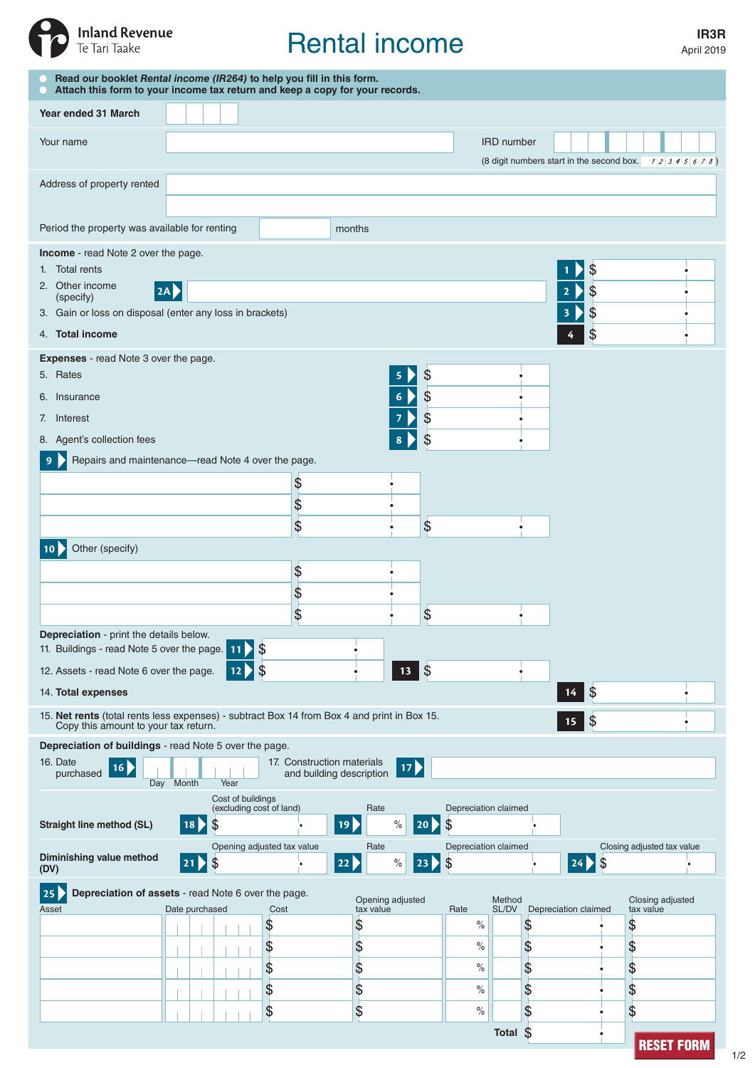Inland Revenue
Te Tari Taake

# Rental income

**IR3R**
April 2019

- **Read our booklet *Rental income (IR264)* to help you fill in this form.**
- **Attach this form to your income tax return and keep a copy for your records.**

**Year ended 31 March**

Your name

IRD number

(8 digit numbers start in the second box. 12345678)

Address of property rented

Period the property was available for renting ______ months

## Income - read Note 2 over the page.

1. Total rents — **1** $
2. Other income (specify) **2A** — **2** $
3. Gain or loss on disposal (enter any loss in brackets) — **3** $
4. **Total income** — **4** $

## Expenses - read Note 3 over the page.

5. Rates — **5** $
6. Insurance — **6** $
7. Interest — **7** $
8. Agent's collection fees — **8** $

**9** Repairs and maintenance—read Note 4 over the page.

| | | |
|---|---|---|
| | $ | |
| | $ | |
| | $ | $ |

**10** Other (specify)

| | | |
|---|---|---|
| | $ | |
| | $ | |
| | $ | $ |

**Depreciation** - print the details below.

11. Buildings - read Note 5 over the page. **11** $
12. Assets - read Note 6 over the page. **12** $ — **13** $

14. **Total expenses** — **14** $

15. **Net rents** (total rents less expenses) - subtract Box 14 from Box 4 and print in Box 15. Copy this amount to your tax return. — **15** $

## Depreciation of buildings - read Note 5 over the page.

16. Date purchased **16** (Day / Month / Year)

17. Construction materials and building description **17**

| | Cost of buildings (excluding cost of land) | Rate | Depreciation claimed | |
|---|---|---|---|---|
| **Straight line method (SL)** | **18** $ | **19** % | **20** $ | |
| | **Opening adjusted tax value** | **Rate** | **Depreciation claimed** | **Closing adjusted tax value** |
| **Diminishing value method (DV)** | **21** $ | **22** % | **23** $ | **24** $ |

## 25 Depreciation of assets - read Note 6 over the page.

| Asset | Date purchased | Cost | Opening adjusted tax value | Rate | Method SL/DV | Depreciation claimed | Closing adjusted tax value |
|---|---|---|---|---|---|---|---|
| | | $ | $ | % | | $ | $ |
| | | $ | $ | % | | $ | $ |
| | | $ | $ | % | | $ | $ |
| | | $ | $ | % | | $ | $ |
| | | $ | $ | % | | $ | $ |
| | | | | | **Total** | $ | |

RESET FORM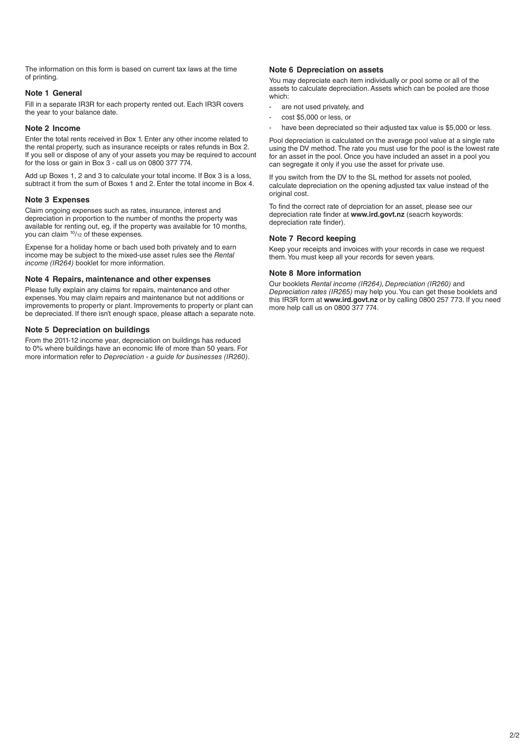The information on this form is based on current tax laws at the time of printing.

### Note 1 General

Fill in a separate IR3R for each property rented out. Each IR3R covers the year to your balance date.

### Note 2 Income

Enter the total rents received in Box 1. Enter any other income related to the rental property, such as insurance receipts or rates refunds in Box 2. If you sell or dispose of any of your assets you may be required to account for the loss or gain in Box 3 - call us on 0800 377 774.

Add up Boxes 1, 2 and 3 to calculate your total income. If Box 3 is a loss, subtract it from the sum of Boxes 1 and 2. Enter the total income in Box 4.

### Note 3 Expenses

Claim ongoing expenses such as rates, insurance, interest and depreciation in proportion to the number of months the property was available for renting out, eg, if the property was available for 10 months, you can claim $^{10}/_{12}$ of these expenses.

Expense for a holiday home or bach used both privately and to earn income may be subject to the mixed-use asset rules see the *Rental income (IR264)* booklet for more information.

### Note 4 Repairs, maintenance and other expenses

Please fully explain any claims for repairs, maintenance and other expenses. You may claim repairs and maintenance but not additions or improvements to property or plant. Improvements to property or plant can be depreciated. If there isn't enough space, please attach a separate note.

### Note 5 Depreciation on buildings

From the 2011-12 income year, depreciation on buildings has reduced to 0% where buildings have an economic life of more than 50 years. For more information refer to *Depreciation - a guide for businesses (IR260)*.

### Note 6 Depreciation on assets

You may depreciate each item individually or pool some or all of the assets to calculate depreciation. Assets which can be pooled are those which:

- are not used privately, and
- cost $5,000 or less, or
- have been depreciated so their adjusted tax value is $5,000 or less.

Pool depreciation is calculated on the average pool value at a single rate using the DV method. The rate you must use for the pool is the lowest rate for an asset in the pool. Once you have included an asset in a pool you can segregate it only if you use the asset for private use.

If you switch from the DV to the SL method for assets not pooled, calculate depreciation on the opening adjusted tax value instead of the original cost.

To find the correct rate of deprciation for an asset, please see our depreciation rate finder at **www.ird.govt.nz** (seacrh keywords: depreciation rate finder).

### Note 7 Record keeping

Keep your receipts and invoices with your records in case we request them. You must keep all your records for seven years.

### Note 8 More information

Our booklets *Rental income (IR264), Depreciation (IR260)* and *Depreciation rates (IR265)* may help you. You can get these booklets and this IR3R form at **www.ird.govt.nz** or by calling 0800 257 773. If you need more help call us on 0800 377 774.